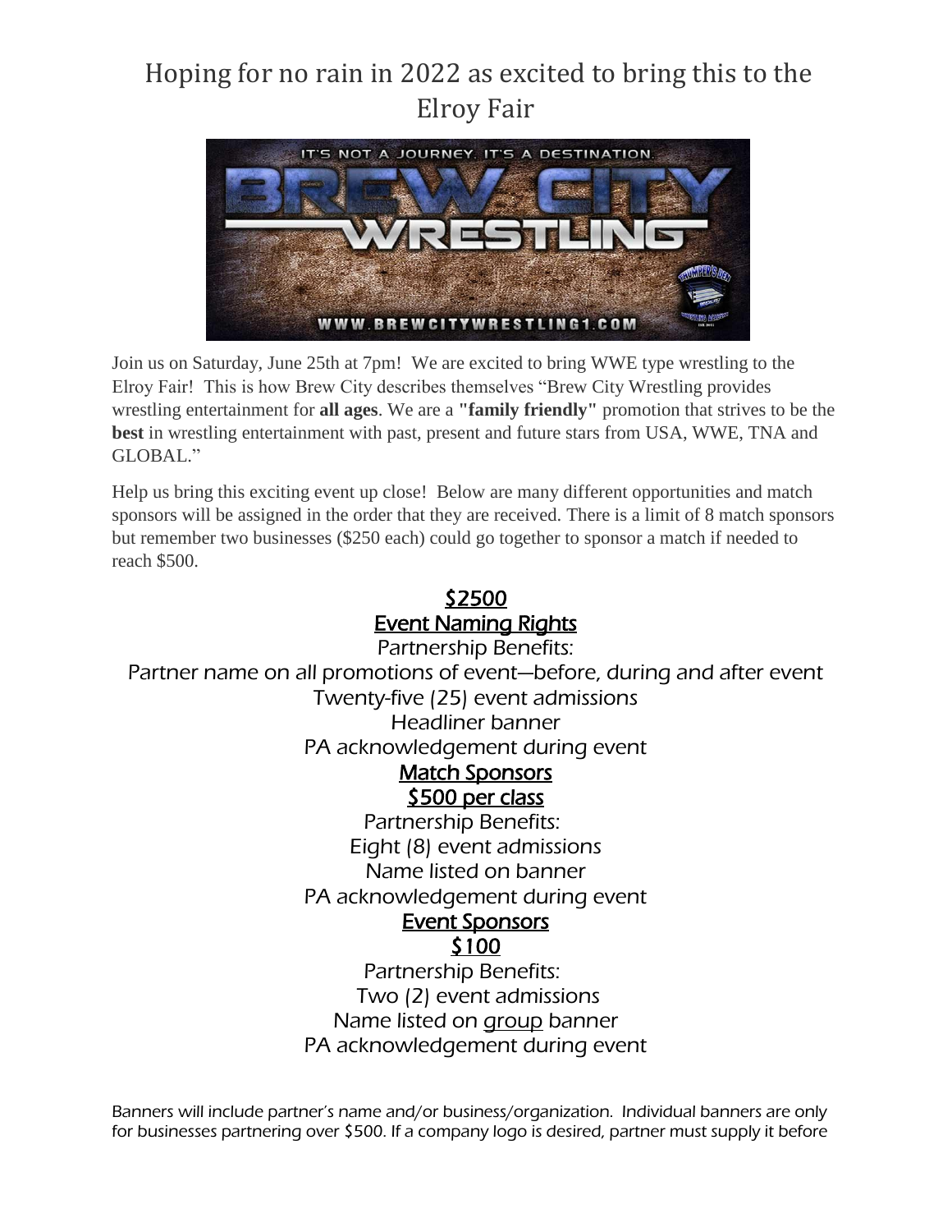# Hoping for no rain in 2022 as excited to bring this to the Elroy Fair

Join us on Saturday, June 25th at 7pm! We are excited to bring WWE type wrestling to the Elroy Fair! This is how Brew City describes themselves "Brew City Wrestling provides wrestling entertainment for **all ages**. We are a **"family friendly"** promotion that strives to be the **best** in wrestling entertainment with past, present and future stars from USA, WWE, TNA and GLOBAL."

Help us bring this exciting event up close! Below are many different opportunities and match sponsors will be assigned in the order that they are received. There is a limit of 8 match sponsors but remember two businesses ($250 each) could go together to sponsor a match if needed to reach $500.

**$2500**

**Event Naming Rights**

Partnership Benefits:

Partner name on all promotions of event—before, during and after event

Twenty-five (25) event admissions

Headliner banner

PA acknowledgement during event

**Match Sponsors**

**$500 per class**

Partnership Benefits:

Eight (8) event admissions

Name listed on banner

PA acknowledgement during event

**Event Sponsors**

**$100**

Partnership Benefits:

Two (2) event admissions

Name listed on group banner

PA acknowledgement during event

Banners will include partner's name and/or business/organization. Individual banners are only for businesses partnering over $500. If a company logo is desired, partner must supply it before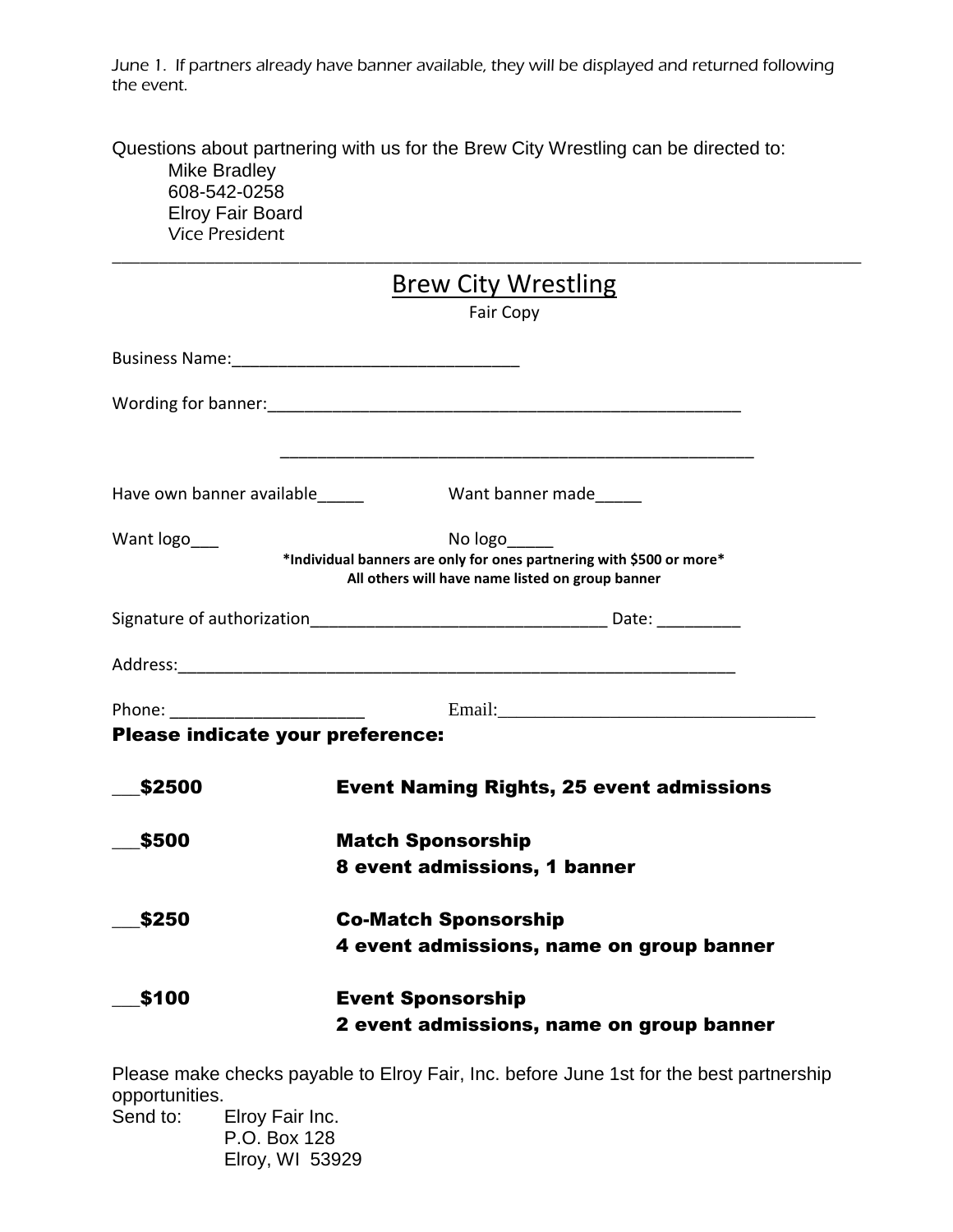June 1. If partners already have banner available, they will be displayed and returned following the event.

Questions about partnering with us for the Brew City Wrestling can be directed to:

Mike Bradley
608-542-0258
Elroy Fair Board
Vice President

---

# Brew City Wrestling

Fair Copy

Business Name:________________________________

Wording for banner:_____________________________________________________

_____________________________________________________

Have own banner available_____ Want banner made_____

Want logo___ No logo_____

***Individual banners are only for ones partnering with $500 or more***
**All others will have name listed on group banner**

Signature of authorization_________________________________ Date: _________

Address:_____________________________________________________________

Phone: _____________________ Email:___________________________________

**Please indicate your preference:**

**___$2500** **Event Naming Rights, 25 event admissions**

**___$500** **Match Sponsorship**
**8 event admissions, 1 banner**

**___$250** **Co-Match Sponsorship**
**4 event admissions, name on group banner**

**___$100** **Event Sponsorship**
**2 event admissions, name on group banner**

Please make checks payable to Elroy Fair, Inc. before June 1st for the best partnership opportunities.

Send to: Elroy Fair Inc.
P.O. Box 128
Elroy, WI 53929